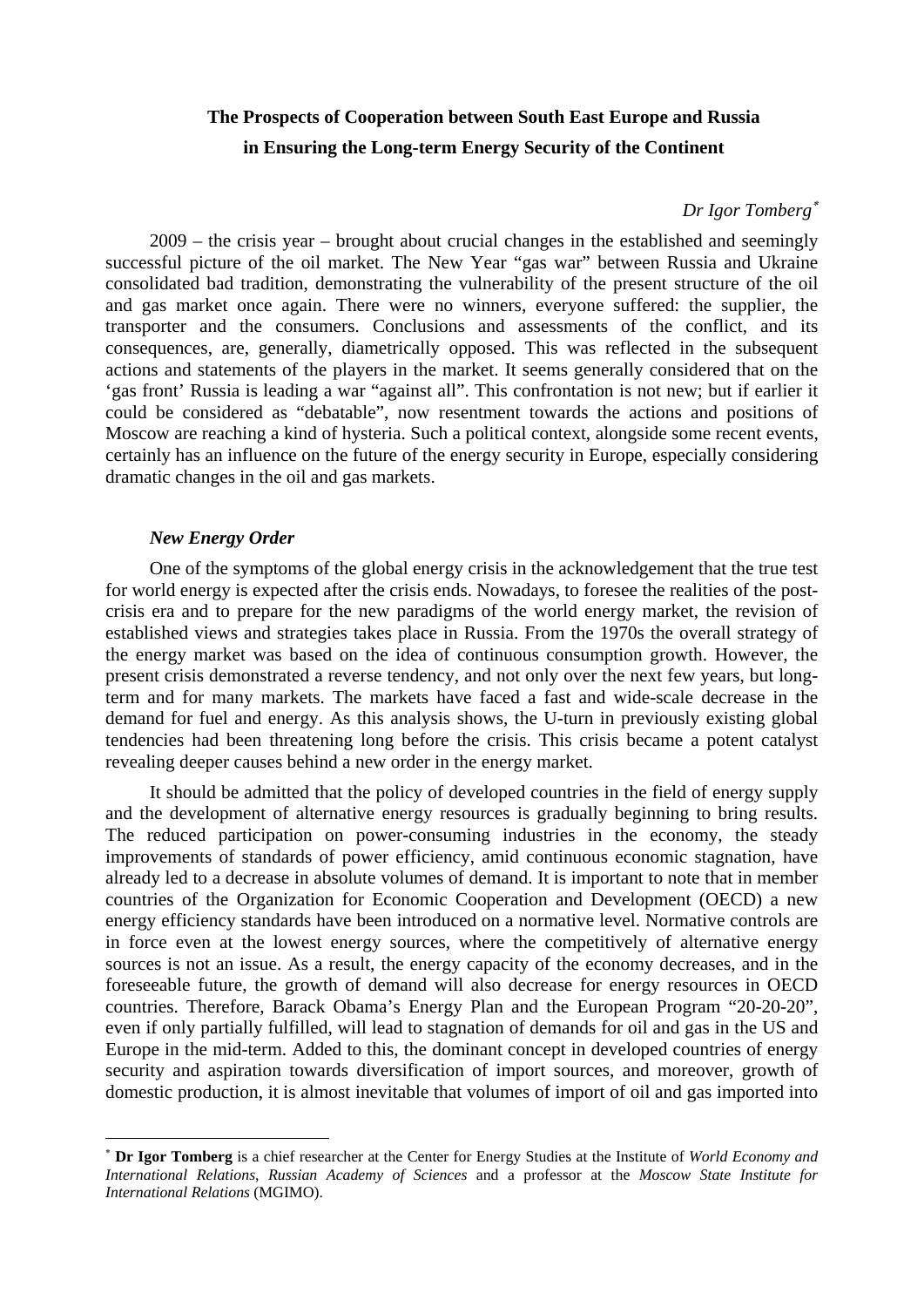# The Prospects of Cooperation between South East Europe and Russia in Ensuring the Long-term Energy Security of the Continent

*Dr Igor Tomberg*[*]

2009 – the crisis year – brought about crucial changes in the established and seemingly successful picture of the oil market. The New Year "gas war" between Russia and Ukraine consolidated bad tradition, demonstrating the vulnerability of the present structure of the oil and gas market once again. There were no winners, everyone suffered: the supplier, the transporter and the consumers. Conclusions and assessments of the conflict, and its consequences, are, generally, diametrically opposed. This was reflected in the subsequent actions and statements of the players in the market. It seems generally considered that on the 'gas front' Russia is leading a war "against all". This confrontation is not new; but if earlier it could be considered as "debatable", now resentment towards the actions and positions of Moscow are reaching a kind of hysteria. Such a political context, alongside some recent events, certainly has an influence on the future of the energy security in Europe, especially considering dramatic changes in the oil and gas markets.

## *New Energy Order*

One of the symptoms of the global energy crisis in the acknowledgement that the true test for world energy is expected after the crisis ends. Nowadays, to foresee the realities of the post-crisis era and to prepare for the new paradigms of the world energy market, the revision of established views and strategies takes place in Russia. From the 1970s the overall strategy of the energy market was based on the idea of continuous consumption growth. However, the present crisis demonstrated a reverse tendency, and not only over the next few years, but long-term and for many markets. The markets have faced a fast and wide-scale decrease in the demand for fuel and energy. As this analysis shows, the U-turn in previously existing global tendencies had been threatening long before the crisis. This crisis became a potent catalyst revealing deeper causes behind a new order in the energy market.

It should be admitted that the policy of developed countries in the field of energy supply and the development of alternative energy resources is gradually beginning to bring results. The reduced participation on power-consuming industries in the economy, the steady improvements of standards of power efficiency, amid continuous economic stagnation, have already led to a decrease in absolute volumes of demand. It is important to note that in member countries of the Organization for Economic Cooperation and Development (OECD) a new energy efficiency standards have been introduced on a normative level. Normative controls are in force even at the lowest energy sources, where the competitively of alternative energy sources is not an issue. As a result, the energy capacity of the economy decreases, and in the foreseeable future, the growth of demand will also decrease for energy resources in OECD countries. Therefore, Barack Obama's Energy Plan and the European Program "20-20-20", even if only partially fulfilled, will lead to stagnation of demands for oil and gas in the US and Europe in the mid-term. Added to this, the dominant concept in developed countries of energy security and aspiration towards diversification of import sources, and moreover, growth of domestic production, it is almost inevitable that volumes of import of oil and gas imported into

---

[*] **Dr Igor Tomberg** is a chief researcher at the Center for Energy Studies at the Institute of *World Economy and International Relations, Russian Academy of Sciences* and a professor at the *Moscow State Institute for International Relations* (MGIMO).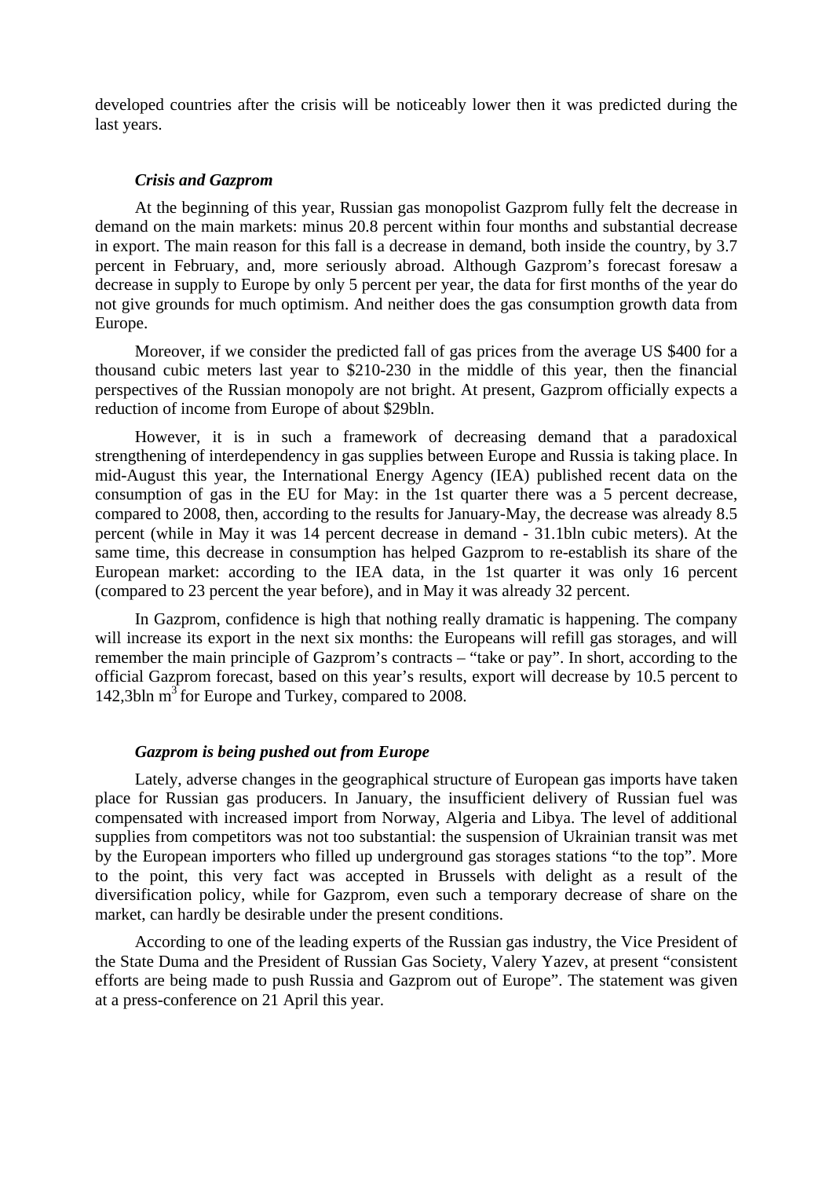developed countries after the crisis will be noticeably lower then it was predicted during the last years.

### *Crisis and Gazprom*

At the beginning of this year, Russian gas monopolist Gazprom fully felt the decrease in demand on the main markets: minus 20.8 percent within four months and substantial decrease in export. The main reason for this fall is a decrease in demand, both inside the country, by 3.7 percent in February, and, more seriously abroad. Although Gazprom's forecast foresaw a decrease in supply to Europe by only 5 percent per year, the data for first months of the year do not give grounds for much optimism. And neither does the gas consumption growth data from Europe.

Moreover, if we consider the predicted fall of gas prices from the average US $400 for a thousand cubic meters last year to $210-230 in the middle of this year, then the financial perspectives of the Russian monopoly are not bright. At present, Gazprom officially expects a reduction of income from Europe of about $29bln.

However, it is in such a framework of decreasing demand that a paradoxical strengthening of interdependency in gas supplies between Europe and Russia is taking place. In mid-August this year, the International Energy Agency (IEA) published recent data on the consumption of gas in the EU for May: in the 1st quarter there was a 5 percent decrease, compared to 2008, then, according to the results for January-May, the decrease was already 8.5 percent (while in May it was 14 percent decrease in demand - 31.1bln cubic meters). At the same time, this decrease in consumption has helped Gazprom to re-establish its share of the European market: according to the IEA data, in the 1st quarter it was only 16 percent (compared to 23 percent the year before), and in May it was already 32 percent.

In Gazprom, confidence is high that nothing really dramatic is happening. The company will increase its export in the next six months: the Europeans will refill gas storages, and will remember the main principle of Gazprom's contracts – "take or pay". In short, according to the official Gazprom forecast, based on this year's results, export will decrease by 10.5 percent to 142,3bln $m^3$ for Europe and Turkey, compared to 2008.

### *Gazprom is being pushed out from Europe*

Lately, adverse changes in the geographical structure of European gas imports have taken place for Russian gas producers. In January, the insufficient delivery of Russian fuel was compensated with increased import from Norway, Algeria and Libya. The level of additional supplies from competitors was not too substantial: the suspension of Ukrainian transit was met by the European importers who filled up underground gas storages stations "to the top". More to the point, this very fact was accepted in Brussels with delight as a result of the diversification policy, while for Gazprom, even such a temporary decrease of share on the market, can hardly be desirable under the present conditions.

According to one of the leading experts of the Russian gas industry, the Vice President of the State Duma and the President of Russian Gas Society, Valery Yazev, at present "consistent efforts are being made to push Russia and Gazprom out of Europe". The statement was given at a press-conference on 21 April this year.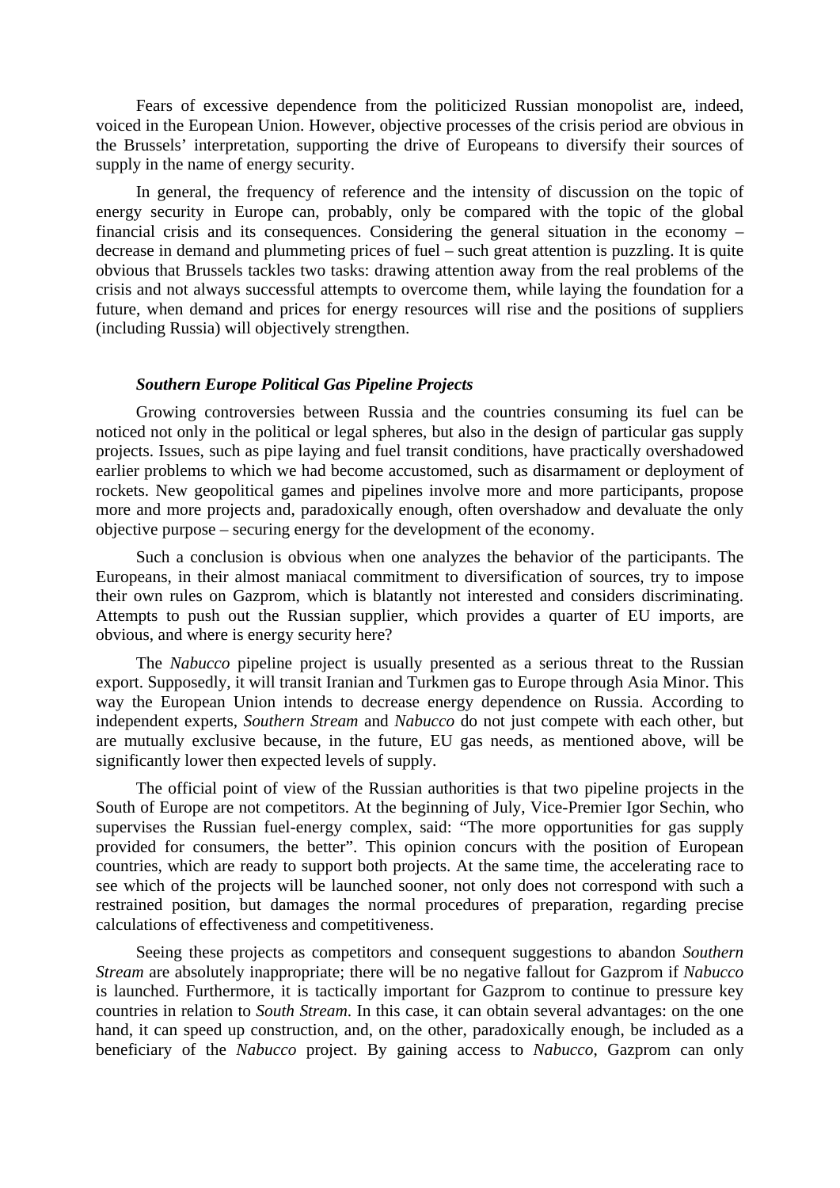Fears of excessive dependence from the politicized Russian monopolist are, indeed, voiced in the European Union. However, objective processes of the crisis period are obvious in the Brussels' interpretation, supporting the drive of Europeans to diversify their sources of supply in the name of energy security.

In general, the frequency of reference and the intensity of discussion on the topic of energy security in Europe can, probably, only be compared with the topic of the global financial crisis and its consequences. Considering the general situation in the economy – decrease in demand and plummeting prices of fuel – such great attention is puzzling. It is quite obvious that Brussels tackles two tasks: drawing attention away from the real problems of the crisis and not always successful attempts to overcome them, while laying the foundation for a future, when demand and prices for energy resources will rise and the positions of suppliers (including Russia) will objectively strengthen.

***Southern Europe Political Gas Pipeline Projects***

Growing controversies between Russia and the countries consuming its fuel can be noticed not only in the political or legal spheres, but also in the design of particular gas supply projects. Issues, such as pipe laying and fuel transit conditions, have practically overshadowed earlier problems to which we had become accustomed, such as disarmament or deployment of rockets. New geopolitical games and pipelines involve more and more participants, propose more and more projects and, paradoxically enough, often overshadow and devaluate the only objective purpose – securing energy for the development of the economy.

Such a conclusion is obvious when one analyzes the behavior of the participants. The Europeans, in their almost maniacal commitment to diversification of sources, try to impose their own rules on Gazprom, which is blatantly not interested and considers discriminating. Attempts to push out the Russian supplier, which provides a quarter of EU imports, are obvious, and where is energy security here?

The *Nabucco* pipeline project is usually presented as a serious threat to the Russian export. Supposedly, it will transit Iranian and Turkmen gas to Europe through Asia Minor. This way the European Union intends to decrease energy dependence on Russia. According to independent experts, *Southern Stream* and *Nabucco* do not just compete with each other, but are mutually exclusive because, in the future, EU gas needs, as mentioned above, will be significantly lower then expected levels of supply.

The official point of view of the Russian authorities is that two pipeline projects in the South of Europe are not competitors. At the beginning of July, Vice-Premier Igor Sechin, who supervises the Russian fuel-energy complex, said: "The more opportunities for gas supply provided for consumers, the better". This opinion concurs with the position of European countries, which are ready to support both projects. At the same time, the accelerating race to see which of the projects will be launched sooner, not only does not correspond with such a restrained position, but damages the normal procedures of preparation, regarding precise calculations of effectiveness and competitiveness.

Seeing these projects as competitors and consequent suggestions to abandon *Southern Stream* are absolutely inappropriate; there will be no negative fallout for Gazprom if *Nabucco* is launched. Furthermore, it is tactically important for Gazprom to continue to pressure key countries in relation to *South Stream*. In this case, it can obtain several advantages: on the one hand, it can speed up construction, and, on the other, paradoxically enough, be included as a beneficiary of the *Nabucco* project. By gaining access to *Nabucco*, Gazprom can only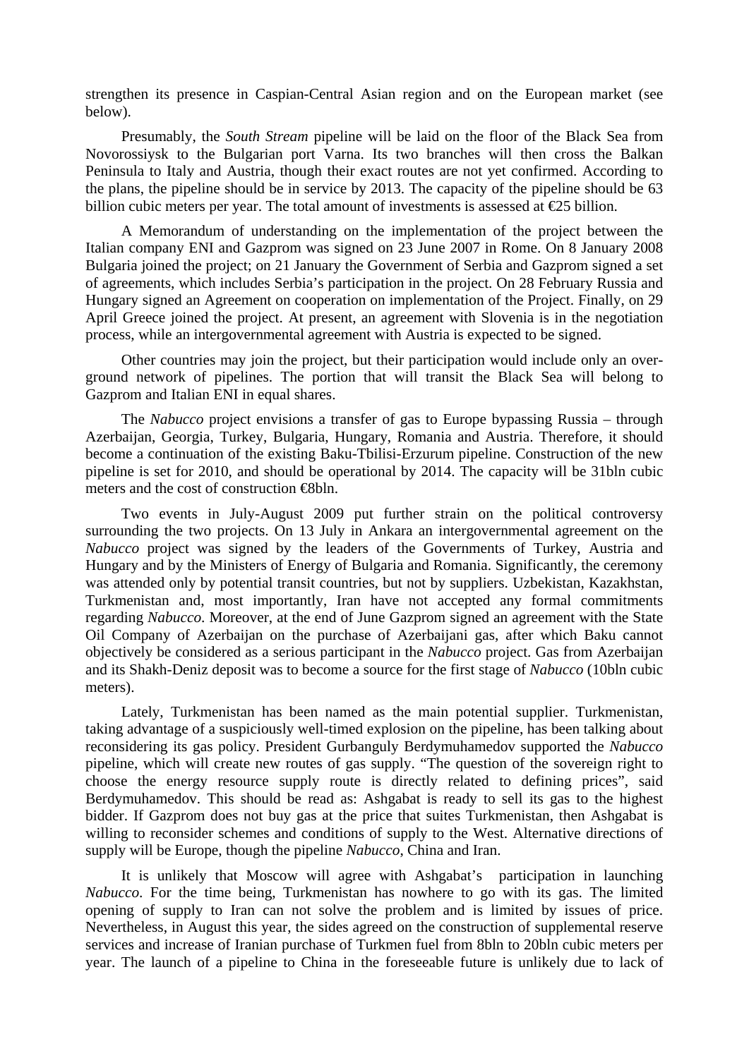strengthen its presence in Caspian-Central Asian region and on the European market (see below).

Presumably, the *South Stream* pipeline will be laid on the floor of the Black Sea from Novorossiysk to the Bulgarian port Varna. Its two branches will then cross the Balkan Peninsula to Italy and Austria, though their exact routes are not yet confirmed. According to the plans, the pipeline should be in service by 2013. The capacity of the pipeline should be 63 billion cubic meters per year. The total amount of investments is assessed at €25 billion.

A Memorandum of understanding on the implementation of the project between the Italian company ENI and Gazprom was signed on 23 June 2007 in Rome. On 8 January 2008 Bulgaria joined the project; on 21 January the Government of Serbia and Gazprom signed a set of agreements, which includes Serbia's participation in the project. On 28 February Russia and Hungary signed an Agreement on cooperation on implementation of the Project. Finally, on 29 April Greece joined the project. At present, an agreement with Slovenia is in the negotiation process, while an intergovernmental agreement with Austria is expected to be signed.

Other countries may join the project, but their participation would include only an over-ground network of pipelines. The portion that will transit the Black Sea will belong to Gazprom and Italian ENI in equal shares.

The *Nabucco* project envisions a transfer of gas to Europe bypassing Russia – through Azerbaijan, Georgia, Turkey, Bulgaria, Hungary, Romania and Austria. Therefore, it should become a continuation of the existing Baku-Tbilisi-Erzurum pipeline. Construction of the new pipeline is set for 2010, and should be operational by 2014. The capacity will be 31bln cubic meters and the cost of construction €8bln.

Two events in July-August 2009 put further strain on the political controversy surrounding the two projects. On 13 July in Ankara an intergovernmental agreement on the *Nabucco* project was signed by the leaders of the Governments of Turkey, Austria and Hungary and by the Ministers of Energy of Bulgaria and Romania. Significantly, the ceremony was attended only by potential transit countries, but not by suppliers. Uzbekistan, Kazakhstan, Turkmenistan and, most importantly, Iran have not accepted any formal commitments regarding *Nabucco*. Moreover, at the end of June Gazprom signed an agreement with the State Oil Company of Azerbaijan on the purchase of Azerbaijani gas, after which Baku cannot objectively be considered as a serious participant in the *Nabucco* project. Gas from Azerbaijan and its Shakh-Deniz deposit was to become a source for the first stage of *Nabucco* (10bln cubic meters).

Lately, Turkmenistan has been named as the main potential supplier. Turkmenistan, taking advantage of a suspiciously well-timed explosion on the pipeline, has been talking about reconsidering its gas policy. President Gurbanguly Berdymuhamedov supported the *Nabucco* pipeline, which will create new routes of gas supply. "The question of the sovereign right to choose the energy resource supply route is directly related to defining prices", said Berdymuhamedov. This should be read as: Ashgabat is ready to sell its gas to the highest bidder. If Gazprom does not buy gas at the price that suites Turkmenistan, then Ashgabat is willing to reconsider schemes and conditions of supply to the West. Alternative directions of supply will be Europe, though the pipeline *Nabucco*, China and Iran.

It is unlikely that Moscow will agree with Ashgabat's participation in launching *Nabucco*. For the time being, Turkmenistan has nowhere to go with its gas. The limited opening of supply to Iran can not solve the problem and is limited by issues of price. Nevertheless, in August this year, the sides agreed on the construction of supplemental reserve services and increase of Iranian purchase of Turkmen fuel from 8bln to 20bln cubic meters per year. The launch of a pipeline to China in the foreseeable future is unlikely due to lack of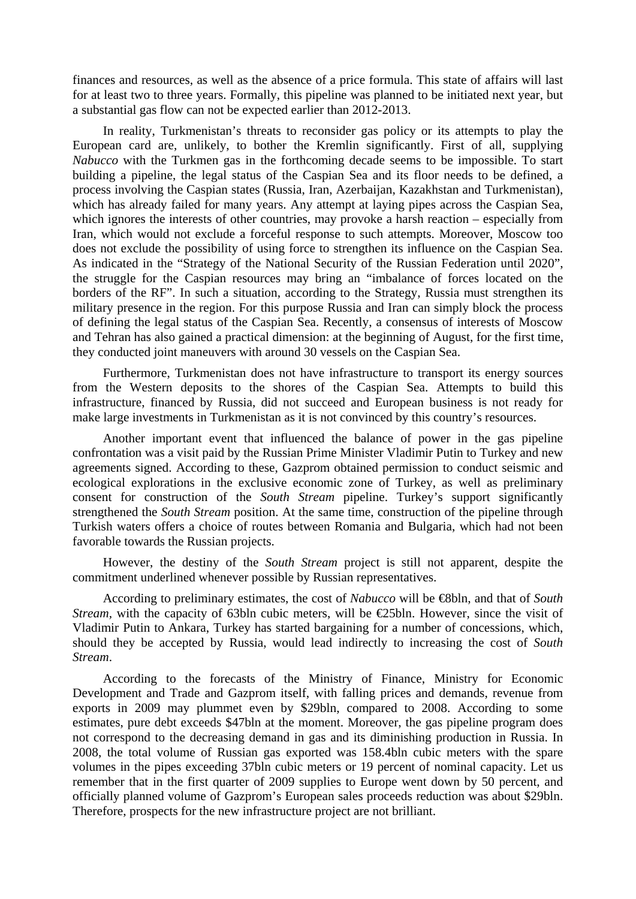finances and resources, as well as the absence of a price formula. This state of affairs will last for at least two to three years. Formally, this pipeline was planned to be initiated next year, but a substantial gas flow can not be expected earlier than 2012-2013.

In reality, Turkmenistan's threats to reconsider gas policy or its attempts to play the European card are, unlikely, to bother the Kremlin significantly. First of all, supplying *Nabucco* with the Turkmen gas in the forthcoming decade seems to be impossible. To start building a pipeline, the legal status of the Caspian Sea and its floor needs to be defined, a process involving the Caspian states (Russia, Iran, Azerbaijan, Kazakhstan and Turkmenistan), which has already failed for many years. Any attempt at laying pipes across the Caspian Sea, which ignores the interests of other countries, may provoke a harsh reaction – especially from Iran, which would not exclude a forceful response to such attempts. Moreover, Moscow too does not exclude the possibility of using force to strengthen its influence on the Caspian Sea. As indicated in the "Strategy of the National Security of the Russian Federation until 2020", the struggle for the Caspian resources may bring an "imbalance of forces located on the borders of the RF". In such a situation, according to the Strategy, Russia must strengthen its military presence in the region. For this purpose Russia and Iran can simply block the process of defining the legal status of the Caspian Sea. Recently, a consensus of interests of Moscow and Tehran has also gained a practical dimension: at the beginning of August, for the first time, they conducted joint maneuvers with around 30 vessels on the Caspian Sea.

Furthermore, Turkmenistan does not have infrastructure to transport its energy sources from the Western deposits to the shores of the Caspian Sea. Attempts to build this infrastructure, financed by Russia, did not succeed and European business is not ready for make large investments in Turkmenistan as it is not convinced by this country's resources.

Another important event that influenced the balance of power in the gas pipeline confrontation was a visit paid by the Russian Prime Minister Vladimir Putin to Turkey and new agreements signed. According to these, Gazprom obtained permission to conduct seismic and ecological explorations in the exclusive economic zone of Turkey, as well as preliminary consent for construction of the *South Stream* pipeline. Turkey's support significantly strengthened the *South Stream* position. At the same time, construction of the pipeline through Turkish waters offers a choice of routes between Romania and Bulgaria, which had not been favorable towards the Russian projects.

However, the destiny of the *South Stream* project is still not apparent, despite the commitment underlined whenever possible by Russian representatives.

According to preliminary estimates, the cost of *Nabucco* will be €8bln, and that of *South Stream*, with the capacity of 63bln cubic meters, will be €25bln. However, since the visit of Vladimir Putin to Ankara, Turkey has started bargaining for a number of concessions, which, should they be accepted by Russia, would lead indirectly to increasing the cost of *South Stream*.

According to the forecasts of the Ministry of Finance, Ministry for Economic Development and Trade and Gazprom itself, with falling prices and demands, revenue from exports in 2009 may plummet even by $29bln, compared to 2008. According to some estimates, pure debt exceeds $47bln at the moment. Moreover, the gas pipeline program does not correspond to the decreasing demand in gas and its diminishing production in Russia. In 2008, the total volume of Russian gas exported was 158.4bln cubic meters with the spare volumes in the pipes exceeding 37bln cubic meters or 19 percent of nominal capacity. Let us remember that in the first quarter of 2009 supplies to Europe went down by 50 percent, and officially planned volume of Gazprom's European sales proceeds reduction was about $29bln. Therefore, prospects for the new infrastructure project are not brilliant.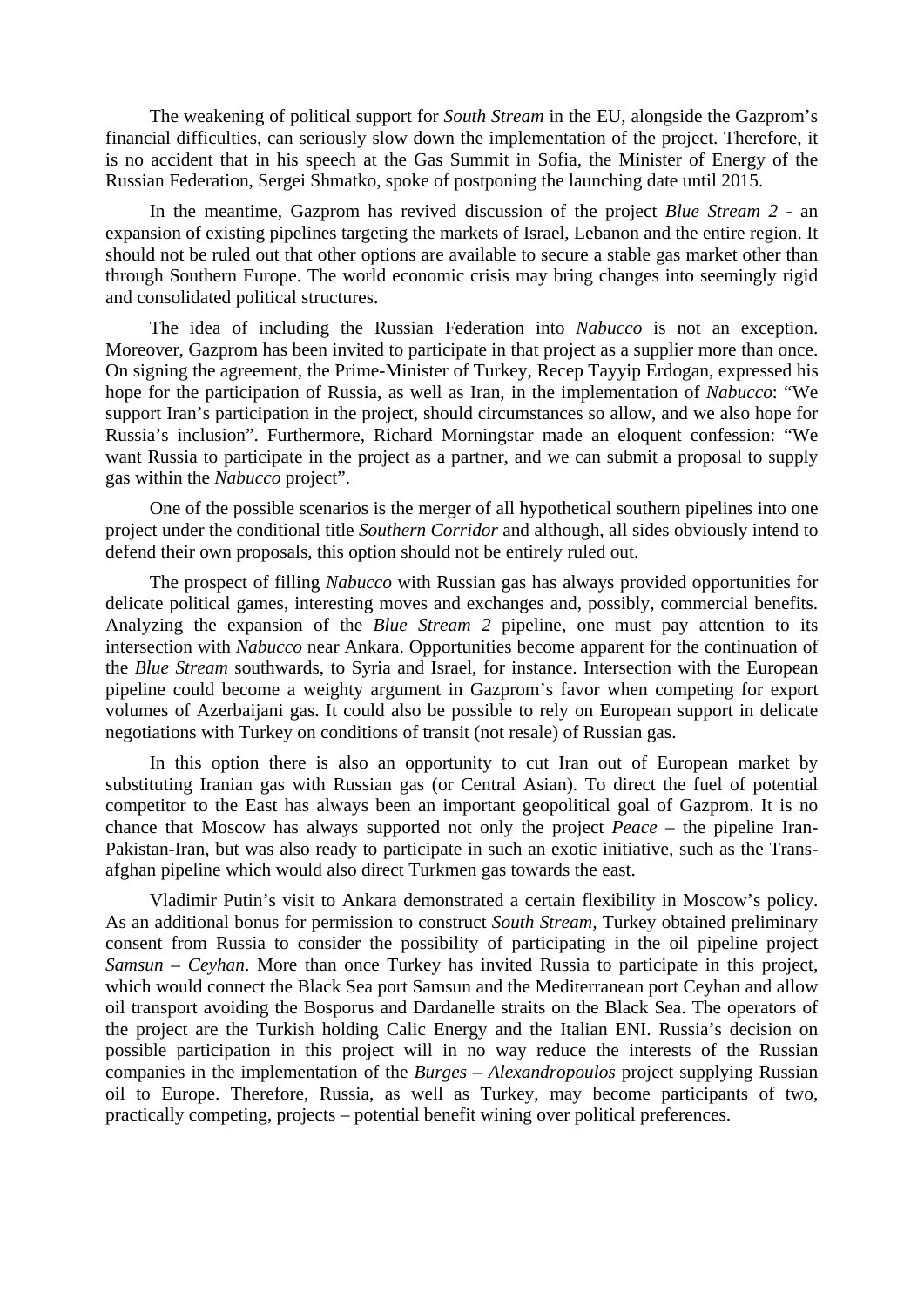The weakening of political support for *South Stream* in the EU, alongside the Gazprom's financial difficulties, can seriously slow down the implementation of the project. Therefore, it is no accident that in his speech at the Gas Summit in Sofia, the Minister of Energy of the Russian Federation, Sergei Shmatko, spoke of postponing the launching date until 2015.

In the meantime, Gazprom has revived discussion of the project *Blue Stream 2* - an expansion of existing pipelines targeting the markets of Israel, Lebanon and the entire region. It should not be ruled out that other options are available to secure a stable gas market other than through Southern Europe. The world economic crisis may bring changes into seemingly rigid and consolidated political structures.

The idea of including the Russian Federation into *Nabucco* is not an exception. Moreover, Gazprom has been invited to participate in that project as a supplier more than once. On signing the agreement, the Prime-Minister of Turkey, Recep Tayyip Erdogan, expressed his hope for the participation of Russia, as well as Iran, in the implementation of *Nabucco*: "We support Iran's participation in the project, should circumstances so allow, and we also hope for Russia's inclusion". Furthermore, Richard Morningstar made an eloquent confession: "We want Russia to participate in the project as a partner, and we can submit a proposal to supply gas within the *Nabucco* project".

One of the possible scenarios is the merger of all hypothetical southern pipelines into one project under the conditional title *Southern Corridor* and although, all sides obviously intend to defend their own proposals, this option should not be entirely ruled out.

The prospect of filling *Nabucco* with Russian gas has always provided opportunities for delicate political games, interesting moves and exchanges and, possibly, commercial benefits. Analyzing the expansion of the *Blue Stream 2* pipeline, one must pay attention to its intersection with *Nabucco* near Ankara. Opportunities become apparent for the continuation of the *Blue Stream* southwards, to Syria and Israel, for instance. Intersection with the European pipeline could become a weighty argument in Gazprom's favor when competing for export volumes of Azerbaijani gas. It could also be possible to rely on European support in delicate negotiations with Turkey on conditions of transit (not resale) of Russian gas.

In this option there is also an opportunity to cut Iran out of European market by substituting Iranian gas with Russian gas (or Central Asian). To direct the fuel of potential competitor to the East has always been an important geopolitical goal of Gazprom. It is no chance that Moscow has always supported not only the project *Peace* – the pipeline Iran-Pakistan-Iran, but was also ready to participate in such an exotic initiative, such as the Trans-afghan pipeline which would also direct Turkmen gas towards the east.

Vladimir Putin's visit to Ankara demonstrated a certain flexibility in Moscow's policy. As an additional bonus for permission to construct *South Stream*, Turkey obtained preliminary consent from Russia to consider the possibility of participating in the oil pipeline project *Samsun – Ceyhan*. More than once Turkey has invited Russia to participate in this project, which would connect the Black Sea port Samsun and the Mediterranean port Ceyhan and allow oil transport avoiding the Bosporus and Dardanelle straits on the Black Sea. The operators of the project are the Turkish holding Calic Energy and the Italian ENI. Russia's decision on possible participation in this project will in no way reduce the interests of the Russian companies in the implementation of the *Burges – Alexandropoulos* project supplying Russian oil to Europe. Therefore, Russia, as well as Turkey, may become participants of two, practically competing, projects – potential benefit wining over political preferences.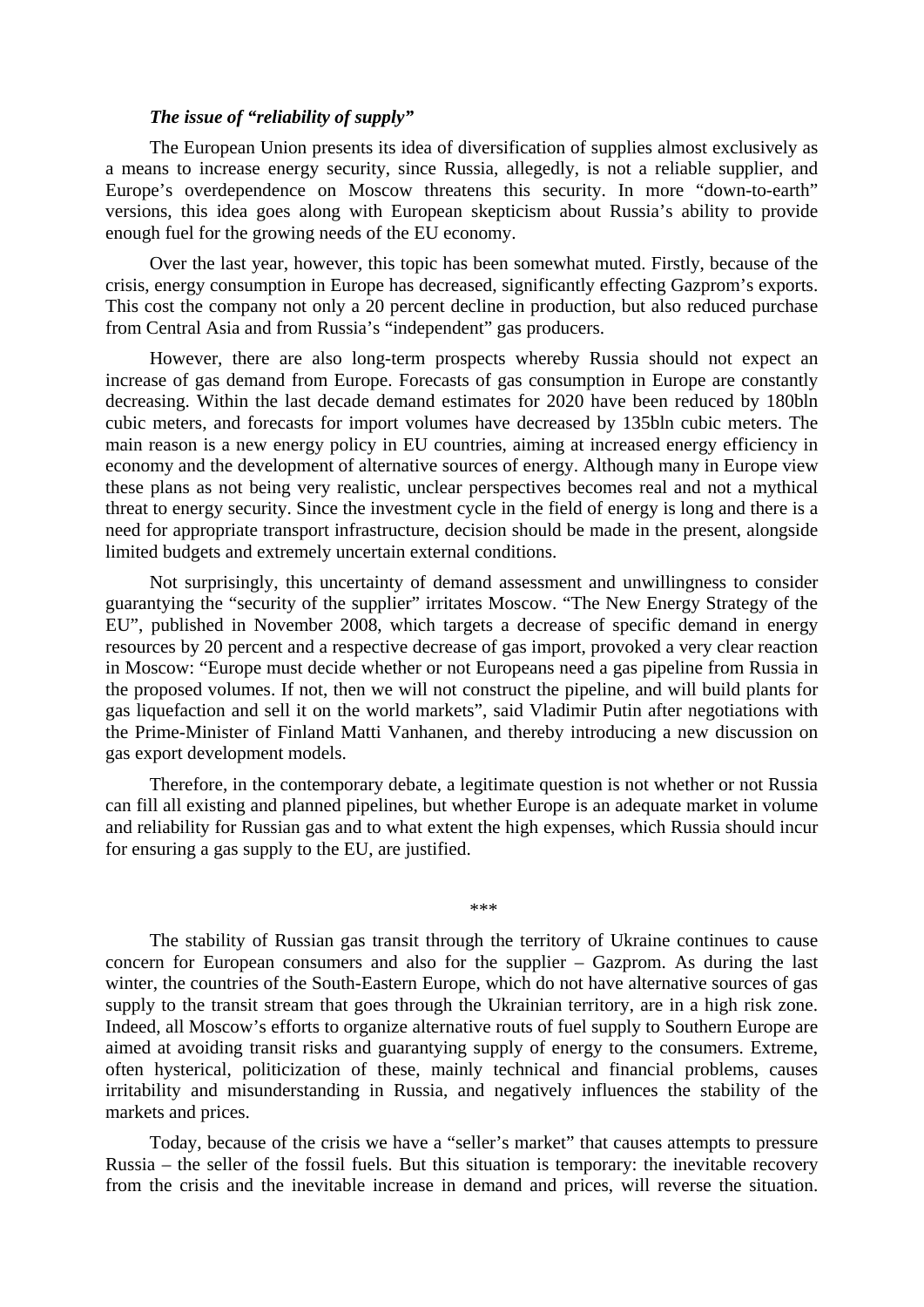***The issue of "reliability of supply"***

The European Union presents its idea of diversification of supplies almost exclusively as a means to increase energy security, since Russia, allegedly, is not a reliable supplier, and Europe's overdependence on Moscow threatens this security. In more "down-to-earth" versions, this idea goes along with European skepticism about Russia's ability to provide enough fuel for the growing needs of the EU economy.

Over the last year, however, this topic has been somewhat muted. Firstly, because of the crisis, energy consumption in Europe has decreased, significantly effecting Gazprom's exports. This cost the company not only a 20 percent decline in production, but also reduced purchase from Central Asia and from Russia's "independent" gas producers.

However, there are also long-term prospects whereby Russia should not expect an increase of gas demand from Europe. Forecasts of gas consumption in Europe are constantly decreasing. Within the last decade demand estimates for 2020 have been reduced by 180bln cubic meters, and forecasts for import volumes have decreased by 135bln cubic meters. The main reason is a new energy policy in EU countries, aiming at increased energy efficiency in economy and the development of alternative sources of energy. Although many in Europe view these plans as not being very realistic, unclear perspectives becomes real and not a mythical threat to energy security. Since the investment cycle in the field of energy is long and there is a need for appropriate transport infrastructure, decision should be made in the present, alongside limited budgets and extremely uncertain external conditions.

Not surprisingly, this uncertainty of demand assessment and unwillingness to consider guarantying the "security of the supplier" irritates Moscow. "The New Energy Strategy of the EU", published in November 2008, which targets a decrease of specific demand in energy resources by 20 percent and a respective decrease of gas import, provoked a very clear reaction in Moscow: "Europe must decide whether or not Europeans need a gas pipeline from Russia in the proposed volumes. If not, then we will not construct the pipeline, and will build plants for gas liquefaction and sell it on the world markets", said Vladimir Putin after negotiations with the Prime-Minister of Finland Matti Vanhanen, and thereby introducing a new discussion on gas export development models.

Therefore, in the contemporary debate, a legitimate question is not whether or not Russia can fill all existing and planned pipelines, but whether Europe is an adequate market in volume and reliability for Russian gas and to what extent the high expenses, which Russia should incur for ensuring a gas supply to the EU, are justified.

\*\*\*

The stability of Russian gas transit through the territory of Ukraine continues to cause concern for European consumers and also for the supplier – Gazprom. As during the last winter, the countries of the South-Eastern Europe, which do not have alternative sources of gas supply to the transit stream that goes through the Ukrainian territory, are in a high risk zone. Indeed, all Moscow's efforts to organize alternative routs of fuel supply to Southern Europe are aimed at avoiding transit risks and guarantying supply of energy to the consumers. Extreme, often hysterical, politicization of these, mainly technical and financial problems, causes irritability and misunderstanding in Russia, and negatively influences the stability of the markets and prices.

Today, because of the crisis we have a "seller's market" that causes attempts to pressure Russia – the seller of the fossil fuels. But this situation is temporary: the inevitable recovery from the crisis and the inevitable increase in demand and prices, will reverse the situation.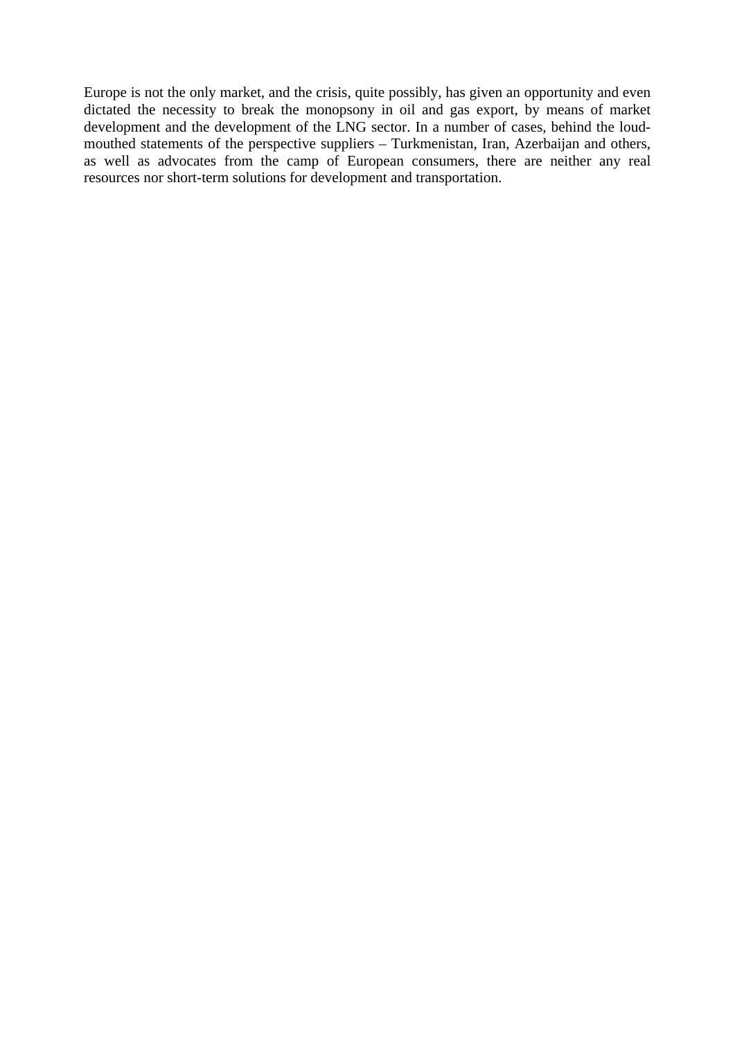Europe is not the only market, and the crisis, quite possibly, has given an opportunity and even dictated the necessity to break the monopsony in oil and gas export, by means of market development and the development of the LNG sector. In a number of cases, behind the loud-mouthed statements of the perspective suppliers – Turkmenistan, Iran, Azerbaijan and others, as well as advocates from the camp of European consumers, there are neither any real resources nor short-term solutions for development and transportation.